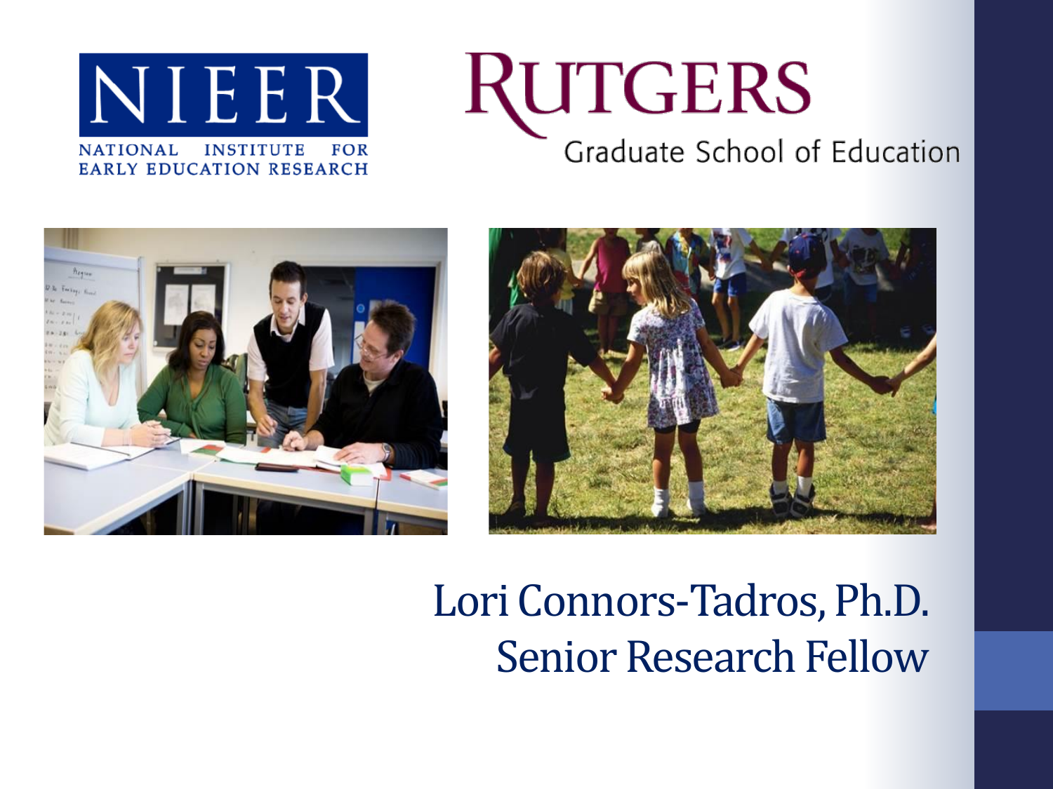NIEER

NATIONAL INSTITUTE FOR EARLY EDUCATION RESEARCH

RUTGERS

Graduate School of Education

Lori Connors-Tadros, Ph.D.

Senior Research Fellow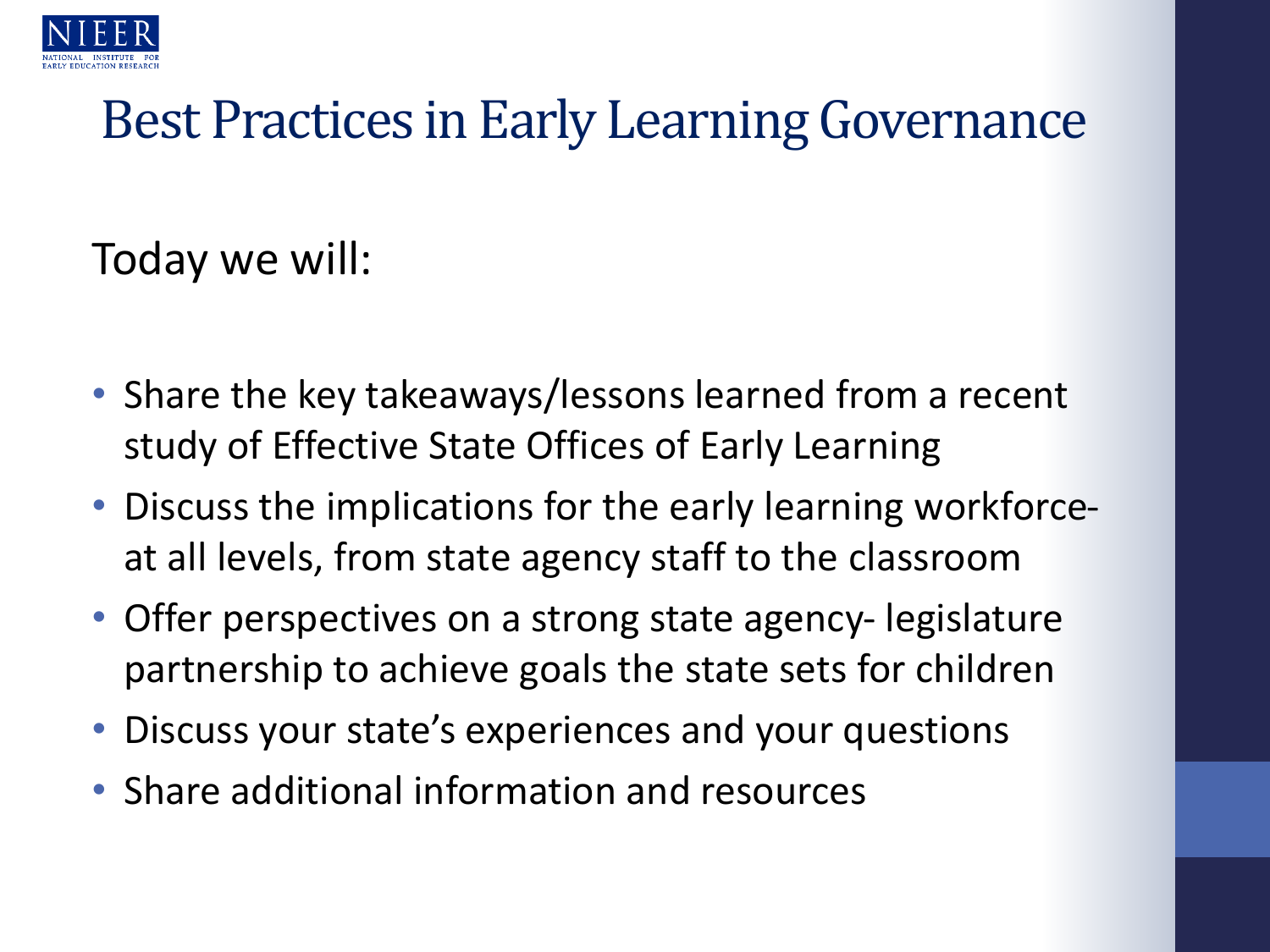# Best Practices in Early Learning Governance

Today we will:

- Share the key takeaways/lessons learned from a recent study of Effective State Offices of Early Learning
- Discuss the implications for the early learning workforce- at all levels, from state agency staff to the classroom
- Offer perspectives on a strong state agency- legislature partnership to achieve goals the state sets for children
- Discuss your state's experiences and your questions
- Share additional information and resources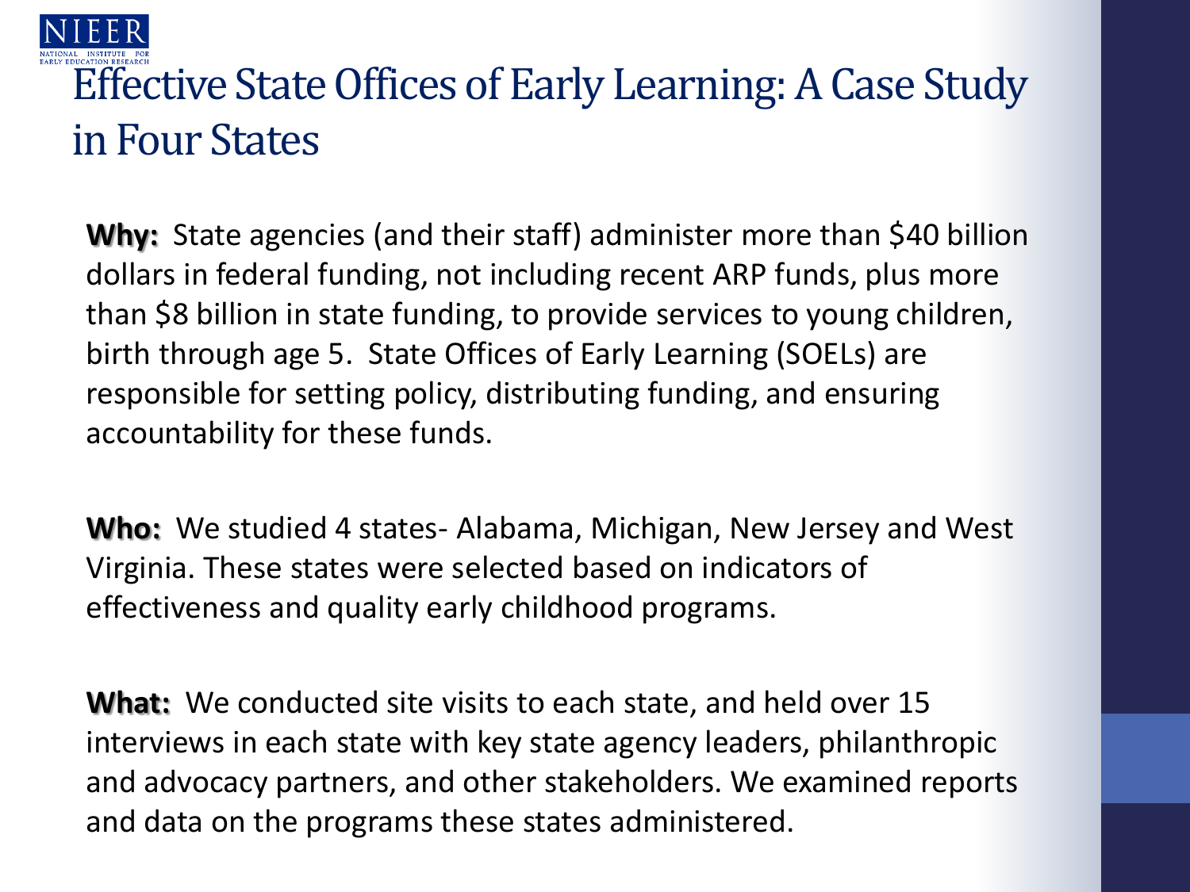# Effective State Offices of Early Learning: A Case Study in Four States

**Why:** State agencies (and their staff) administer more than $40 billion dollars in federal funding, not including recent ARP funds, plus more than $8 billion in state funding, to provide services to young children, birth through age 5. State Offices of Early Learning (SOELs) are responsible for setting policy, distributing funding, and ensuring accountability for these funds.

**Who:** We studied 4 states- Alabama, Michigan, New Jersey and West Virginia. These states were selected based on indicators of effectiveness and quality early childhood programs.

**What:** We conducted site visits to each state, and held over 15 interviews in each state with key state agency leaders, philanthropic and advocacy partners, and other stakeholders. We examined reports and data on the programs these states administered.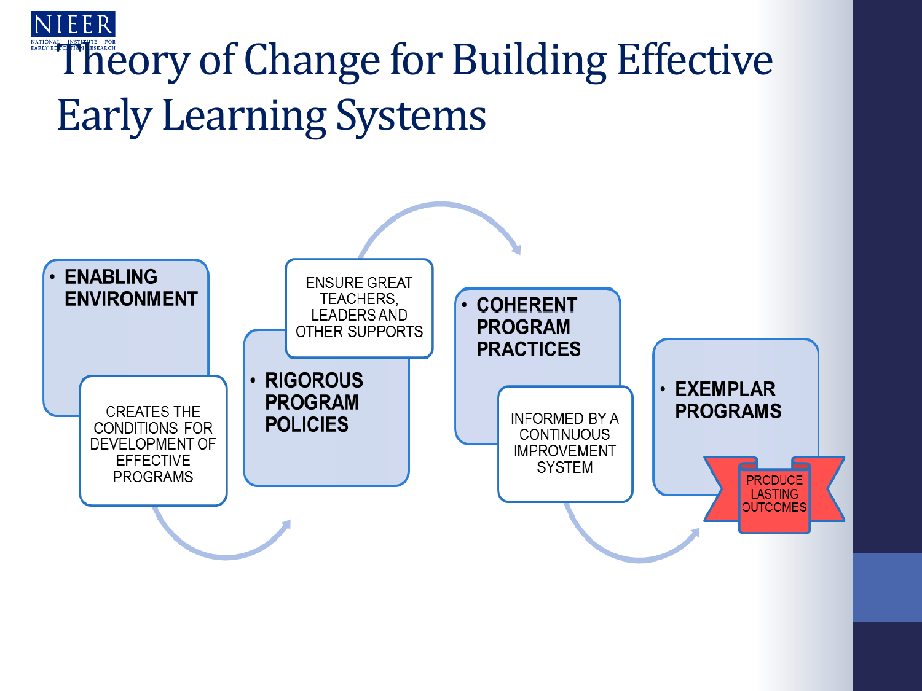# Theory of Change for Building Effective Early Learning Systems

- **ENABLING ENVIRONMENT**

CREATES THE CONDITIONS FOR DEVELOPMENT OF EFFECTIVE PROGRAMS

- **RIGOROUS PROGRAM POLICIES**

ENSURE GREAT TEACHERS, LEADERS AND OTHER SUPPORTS

- **COHERENT PROGRAM PRACTICES**

INFORMED BY A CONTINUOUS IMPROVEMENT SYSTEM

- **EXEMPLAR PROGRAMS**

PRODUCE LASTING OUTCOMES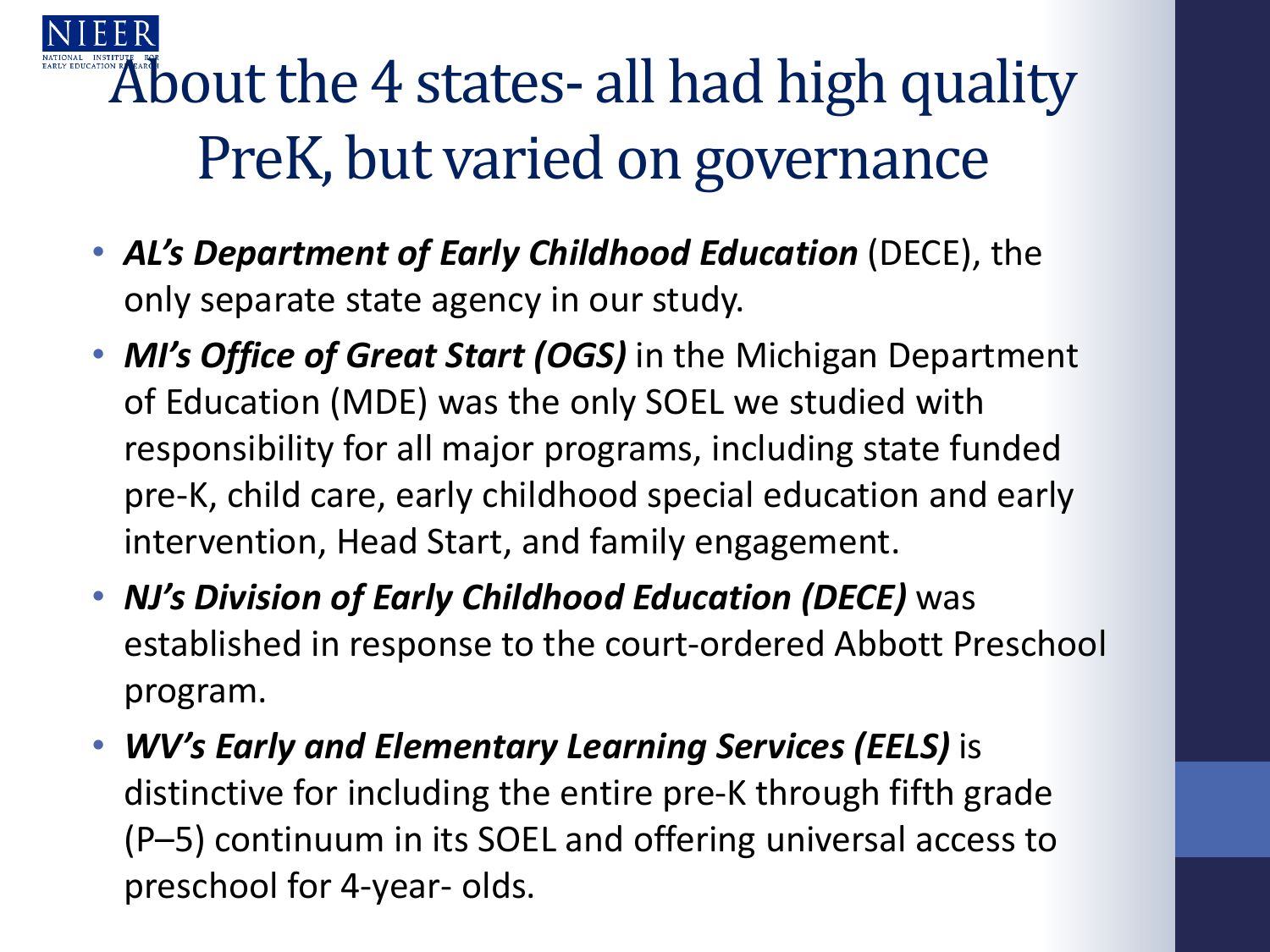# About the 4 states- all had high quality PreK, but varied on governance

- ***AL's Department of Early Childhood Education*** (DECE), the only separate state agency in our study.
- ***MI's Office of Great Start (OGS)*** in the Michigan Department of Education (MDE) was the only SOEL we studied with responsibility for all major programs, including state funded pre-K, child care, early childhood special education and early intervention, Head Start, and family engagement.
- ***NJ's Division of Early Childhood Education (DECE)*** was established in response to the court-ordered Abbott Preschool program.
- ***WV's Early and Elementary Learning Services (EELS)*** is distinctive for including the entire pre-K through fifth grade (P–5) continuum in its SOEL and offering universal access to preschool for 4-year- olds.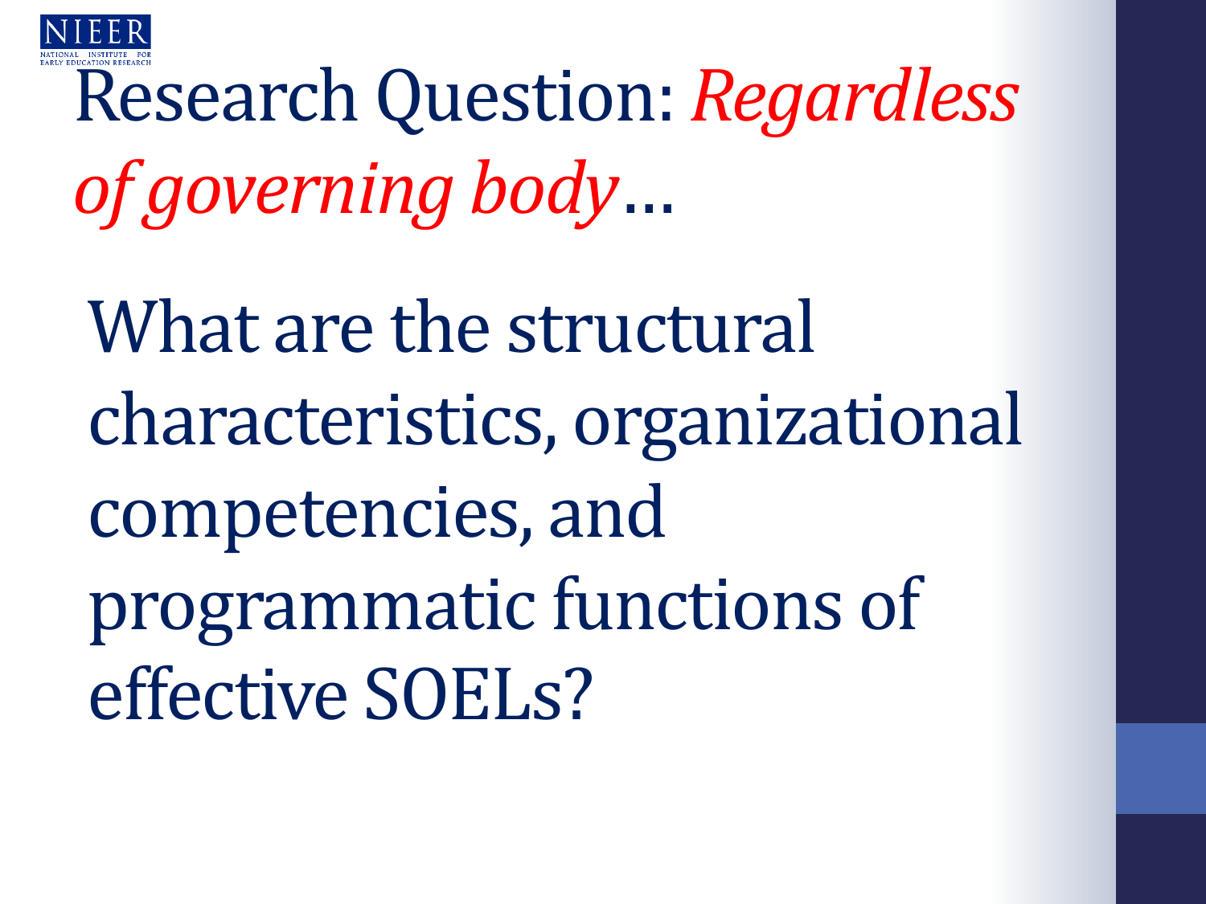# Research Question: *Regardless of governing body*…

What are the structural characteristics, organizational competencies, and programmatic functions of effective SOELs?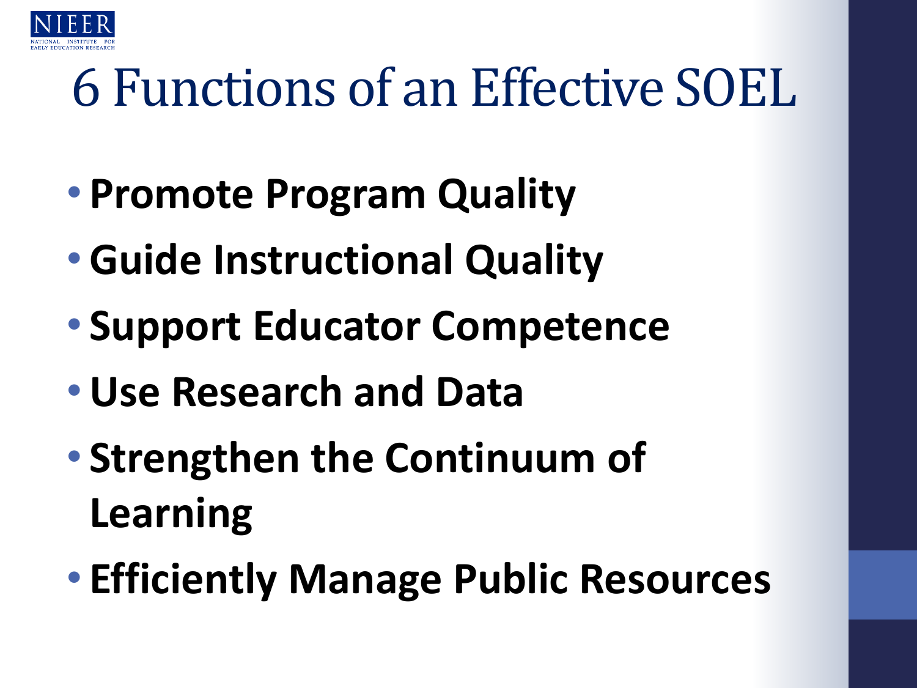# 6 Functions of an Effective SOEL

- **Promote Program Quality**
- **Guide Instructional Quality**
- **Support Educator Competence**
- **Use Research and Data**
- **Strengthen the Continuum of Learning**
- **Efficiently Manage Public Resources**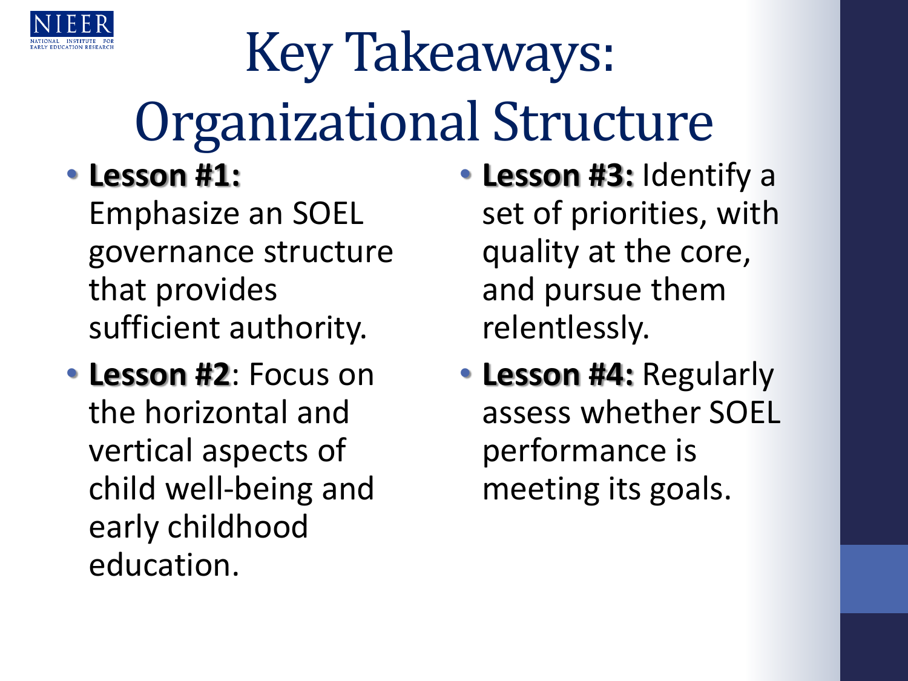# Key Takeaways: Organizational Structure

- **Lesson #1:** Emphasize an SOEL governance structure that provides sufficient authority.
- **Lesson #2**: Focus on the horizontal and vertical aspects of child well-being and early childhood education.
- **Lesson #3:** Identify a set of priorities, with quality at the core, and pursue them relentlessly.
- **Lesson #4:** Regularly assess whether SOEL performance is meeting its goals.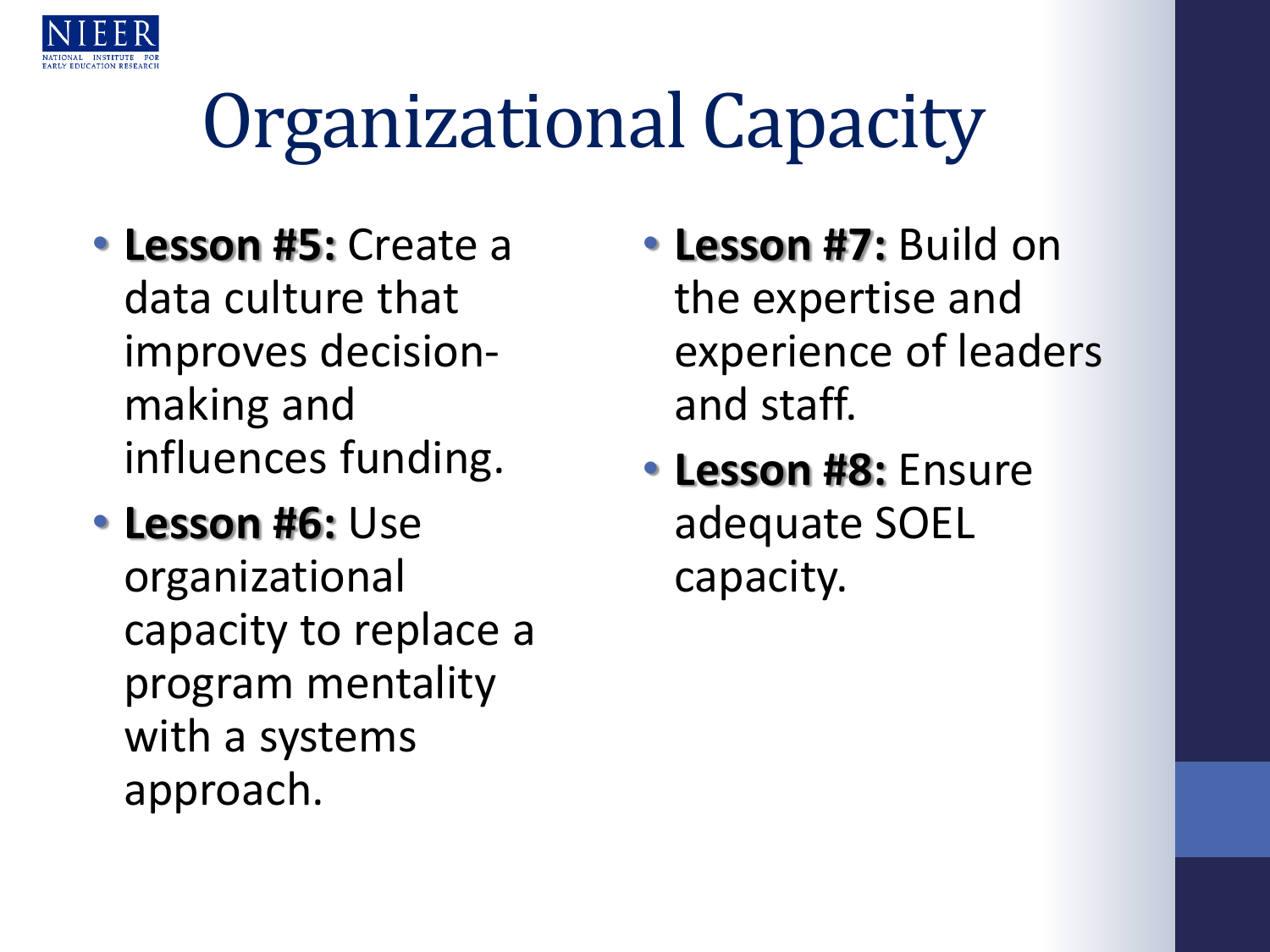# Organizational Capacity

- **Lesson #5:** Create a data culture that improves decision-making and influences funding.
- **Lesson #6:** Use organizational capacity to replace a program mentality with a systems approach.
- **Lesson #7:** Build on the expertise and experience of leaders and staff.
- **Lesson #8:** Ensure adequate SOEL capacity.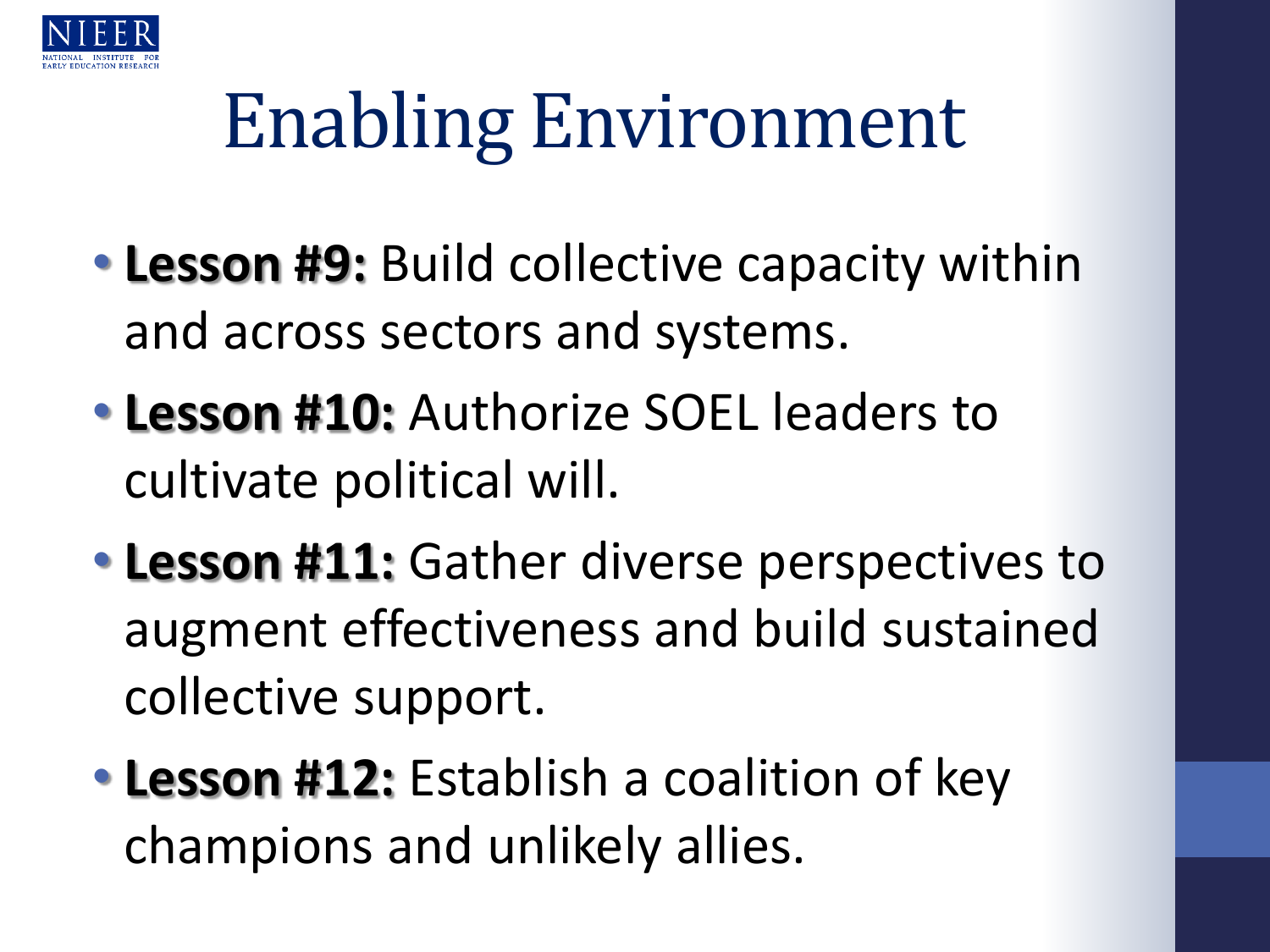# Enabling Environment

- **Lesson #9:** Build collective capacity within and across sectors and systems.
- **Lesson #10:** Authorize SOEL leaders to cultivate political will.
- **Lesson #11:** Gather diverse perspectives to augment effectiveness and build sustained collective support.
- **Lesson #12:** Establish a coalition of key champions and unlikely allies.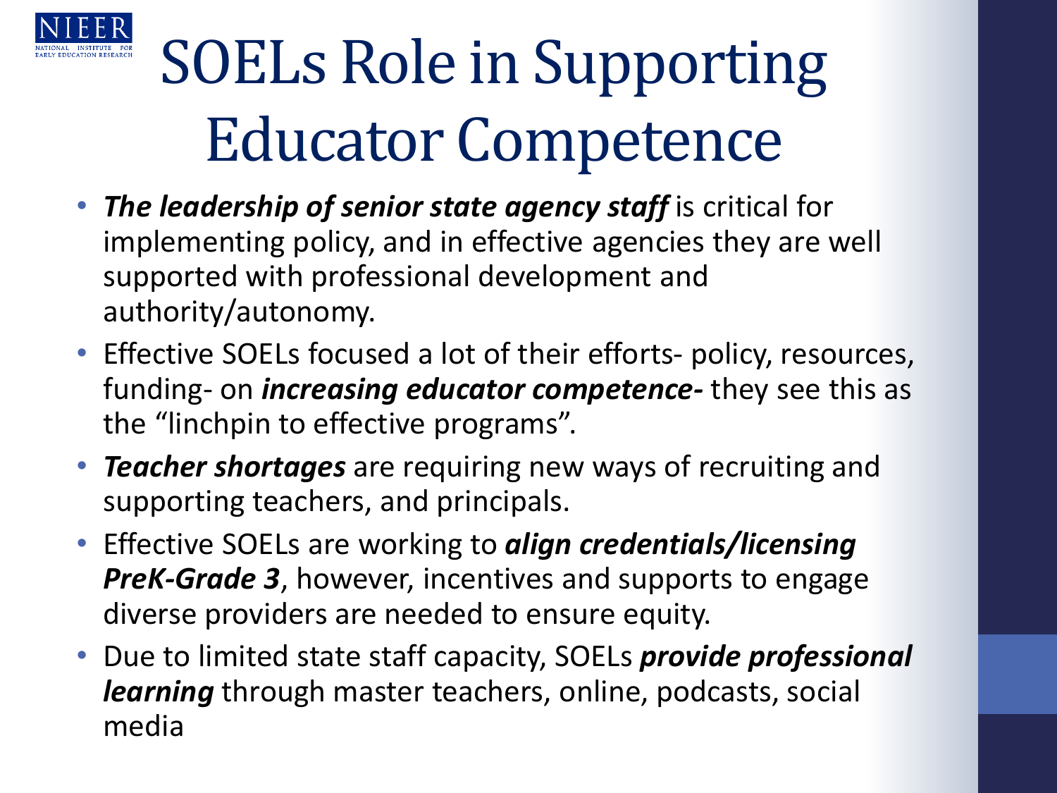# SOELs Role in Supporting Educator Competence

- ***The leadership of senior state agency staff*** is critical for implementing policy, and in effective agencies they are well supported with professional development and authority/autonomy.
- Effective SOELs focused a lot of their efforts- policy, resources, funding- on ***increasing educator competence-*** they see this as the "linchpin to effective programs".
- ***Teacher shortages*** are requiring new ways of recruiting and supporting teachers, and principals.
- Effective SOELs are working to ***align credentials/licensing PreK-Grade 3***, however, incentives and supports to engage diverse providers are needed to ensure equity.
- Due to limited state staff capacity, SOELs ***provide professional learning*** through master teachers, online, podcasts, social media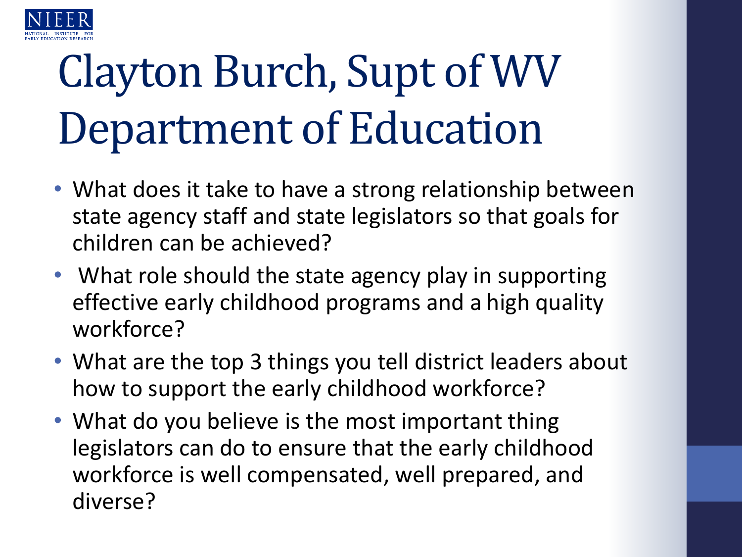# Clayton Burch, Supt of WV Department of Education

- What does it take to have a strong relationship between state agency staff and state legislators so that goals for children can be achieved?
- What role should the state agency play in supporting effective early childhood programs and a high quality workforce?
- What are the top 3 things you tell district leaders about how to support the early childhood workforce?
- What do you believe is the most important thing legislators can do to ensure that the early childhood workforce is well compensated, well prepared, and diverse?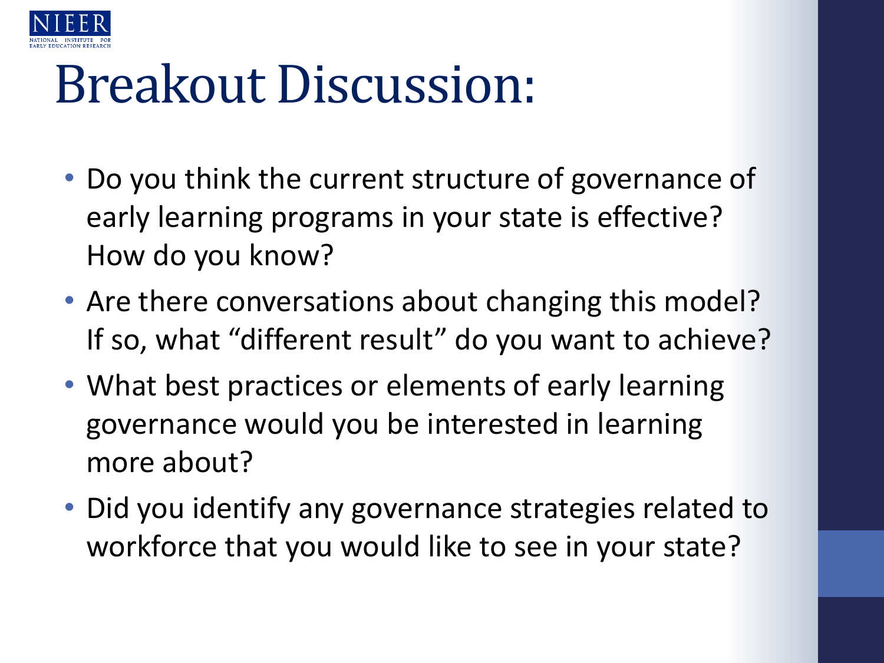# Breakout Discussion:

- Do you think the current structure of governance of early learning programs in your state is effective? How do you know?
- Are there conversations about changing this model? If so, what “different result” do you want to achieve?
- What best practices or elements of early learning governance would you be interested in learning more about?
- Did you identify any governance strategies related to workforce that you would like to see in your state?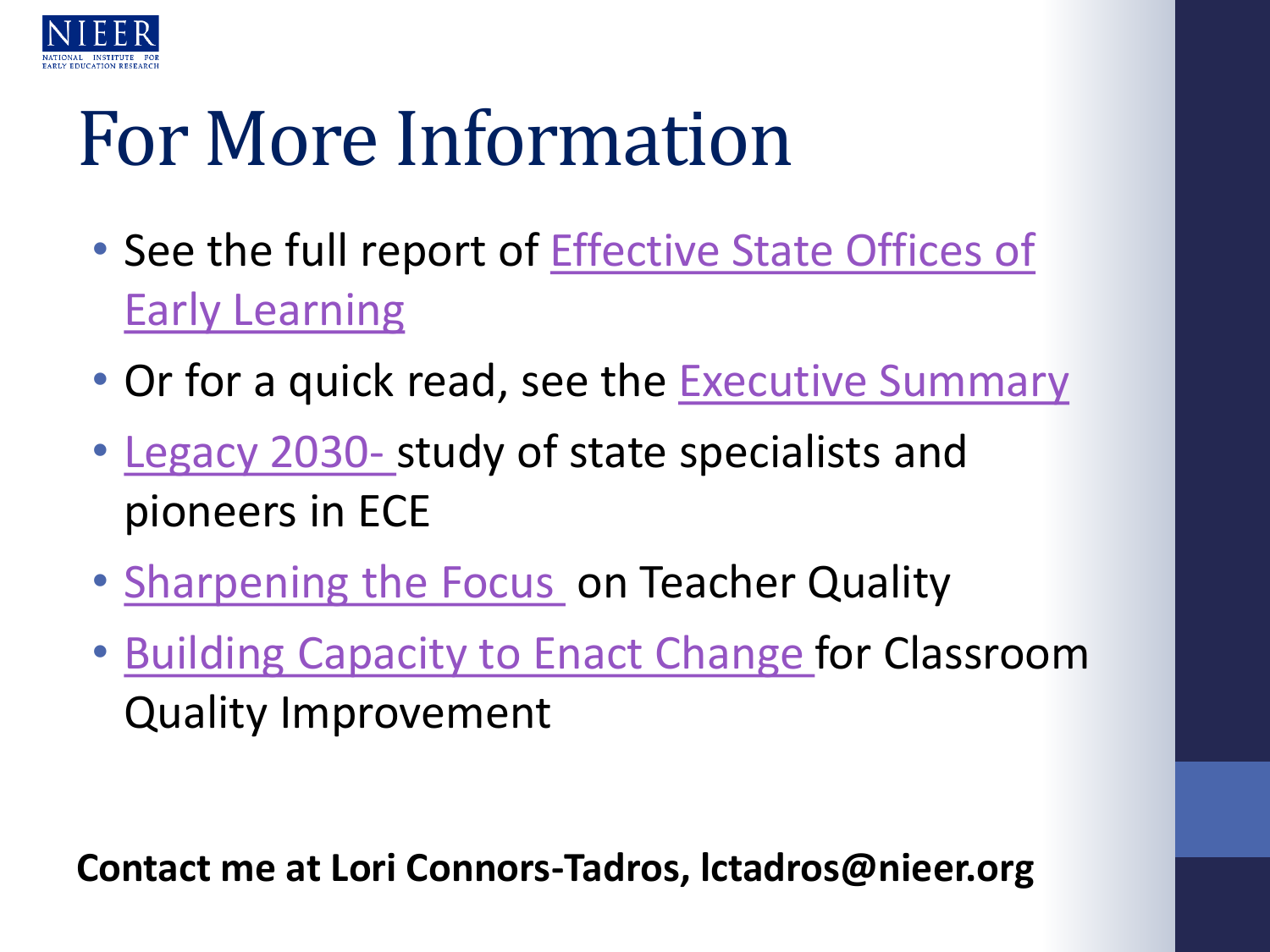# For More Information

- See the full report of Effective State Offices of Early Learning
- Or for a quick read, see the Executive Summary
- Legacy 2030- study of state specialists and pioneers in ECE
- Sharpening the Focus on Teacher Quality
- Building Capacity to Enact Change for Classroom Quality Improvement

**Contact me at Lori Connors-Tadros, lctadros@nieer.org**